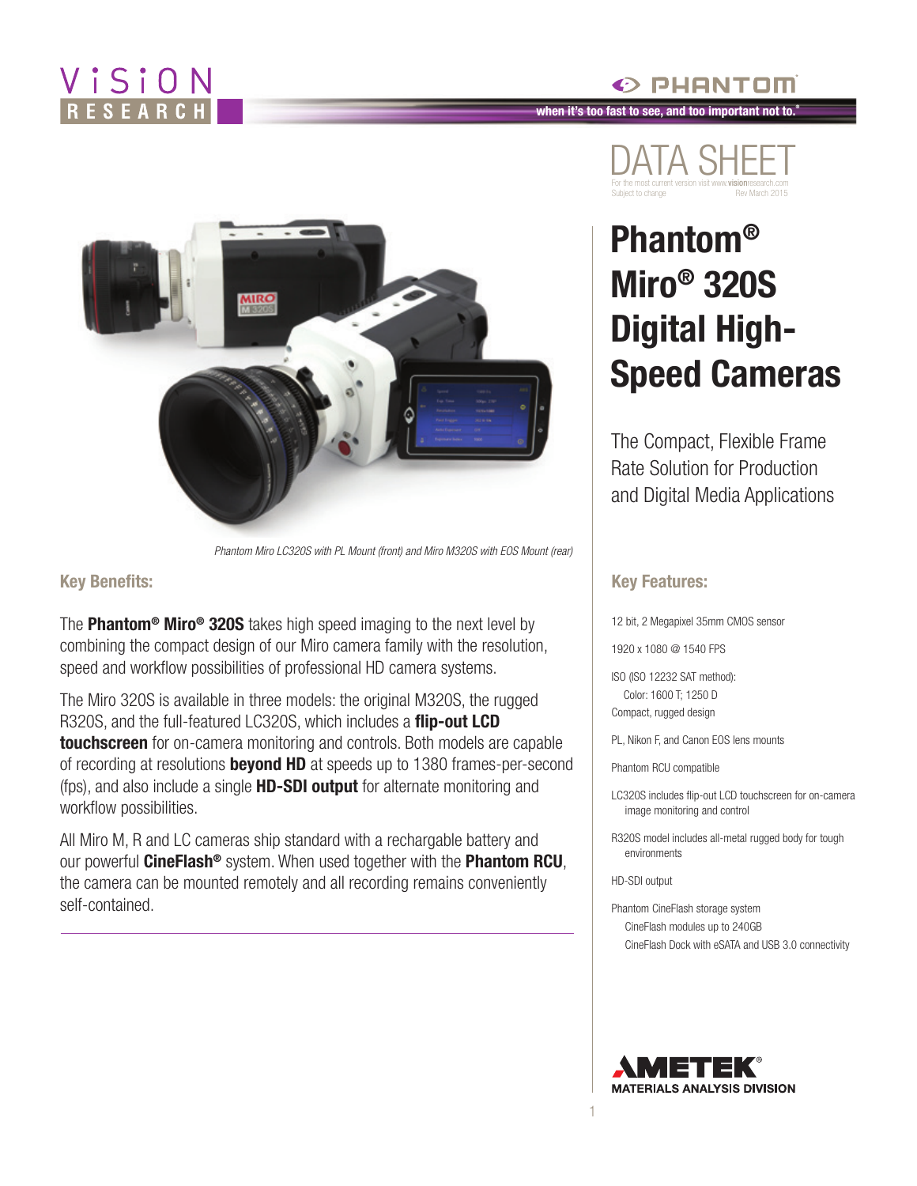# DATA SHEET

For the most current version visit www.visionresearch.com
Subject to change Rev March 2015

# Phantom® Miro® 320S Digital High-Speed Cameras

The Compact, Flexible Frame Rate Solution for Production and Digital Media Applications

*Phantom Miro LC320S with PL Mount (front) and Miro M320S with EOS Mount (rear)*

## Key Benefits:

The **Phantom® Miro® 320S** takes high speed imaging to the next level by combining the compact design of our Miro camera family with the resolution, speed and workflow possibilities of professional HD camera systems.

The Miro 320S is available in three models: the original M320S, the rugged R320S, and the full-featured LC320S, which includes a **flip-out LCD touchscreen** for on-camera monitoring and controls. Both models are capable of recording at resolutions **beyond HD** at speeds up to 1380 frames-per-second (fps), and also include a single **HD-SDI output** for alternate monitoring and workflow possibilities.

All Miro M, R and LC cameras ship standard with a rechargable battery and our powerful **CineFlash®** system. When used together with the **Phantom RCU**, the camera can be mounted remotely and all recording remains conveniently self-contained.

## Key Features:

- 12 bit, 2 Megapixel 35mm CMOS sensor
- 1920 x 1080 @ 1540 FPS
- ISO (ISO 12232 SAT method):
  - Color: 1600 T; 1250 D
- Compact, rugged design
- PL, Nikon F, and Canon EOS lens mounts
- Phantom RCU compatible
- LC320S includes flip-out LCD touchscreen for on-camera image monitoring and control
- R320S model includes all-metal rugged body for tough environments
- HD-SDI output
- Phantom CineFlash storage system
  - CineFlash modules up to 240GB
  - CineFlash Dock with eSATA and USB 3.0 connectivity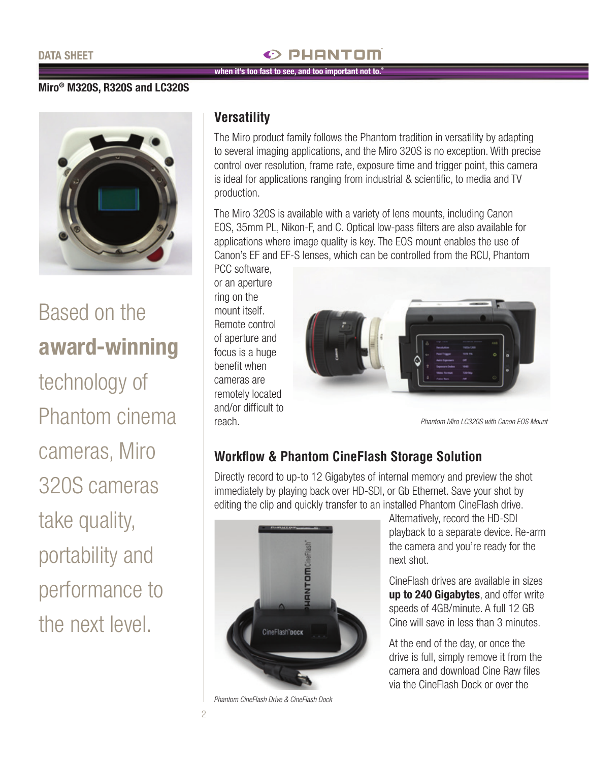Miro® M320S, R320S and LC320S

Based on the **award-winning** technology of Phantom cinema cameras, Miro 320S cameras take quality, portability and performance to the next level.

## Versatility

The Miro product family follows the Phantom tradition in versatility by adapting to several imaging applications, and the Miro 320S is no exception. With precise control over resolution, frame rate, exposure time and trigger point, this camera is ideal for applications ranging from industrial & scientific, to media and TV production.

The Miro 320S is available with a variety of lens mounts, including Canon EOS, 35mm PL, Nikon-F, and C. Optical low-pass filters are also available for applications where image quality is key. The EOS mount enables the use of Canon's EF and EF-S lenses, which can be controlled from the RCU, Phantom PCC software, or an aperture ring on the mount itself. Remote control of aperture and focus is a huge benefit when cameras are remotely located and/or difficult to reach.

*Phantom Miro LC320S with Canon EOS Mount*

## Workflow & Phantom CineFlash Storage Solution

Directly record to up-to 12 Gigabytes of internal memory and preview the shot immediately by playing back over HD-SDI, or Gb Ethernet. Save your shot by editing the clip and quickly transfer to an installed Phantom CineFlash drive. Alternatively, record the HD-SDI playback to a separate device. Re-arm the camera and you're ready for the next shot.

CineFlash drives are available in sizes **up to 240 Gigabytes**, and offer write speeds of 4GB/minute. A full 12 GB Cine will save in less than 3 minutes.

At the end of the day, or once the drive is full, simply remove it from the camera and download Cine Raw files via the CineFlash Dock or over the

*Phantom CineFlash Drive & CineFlash Dock*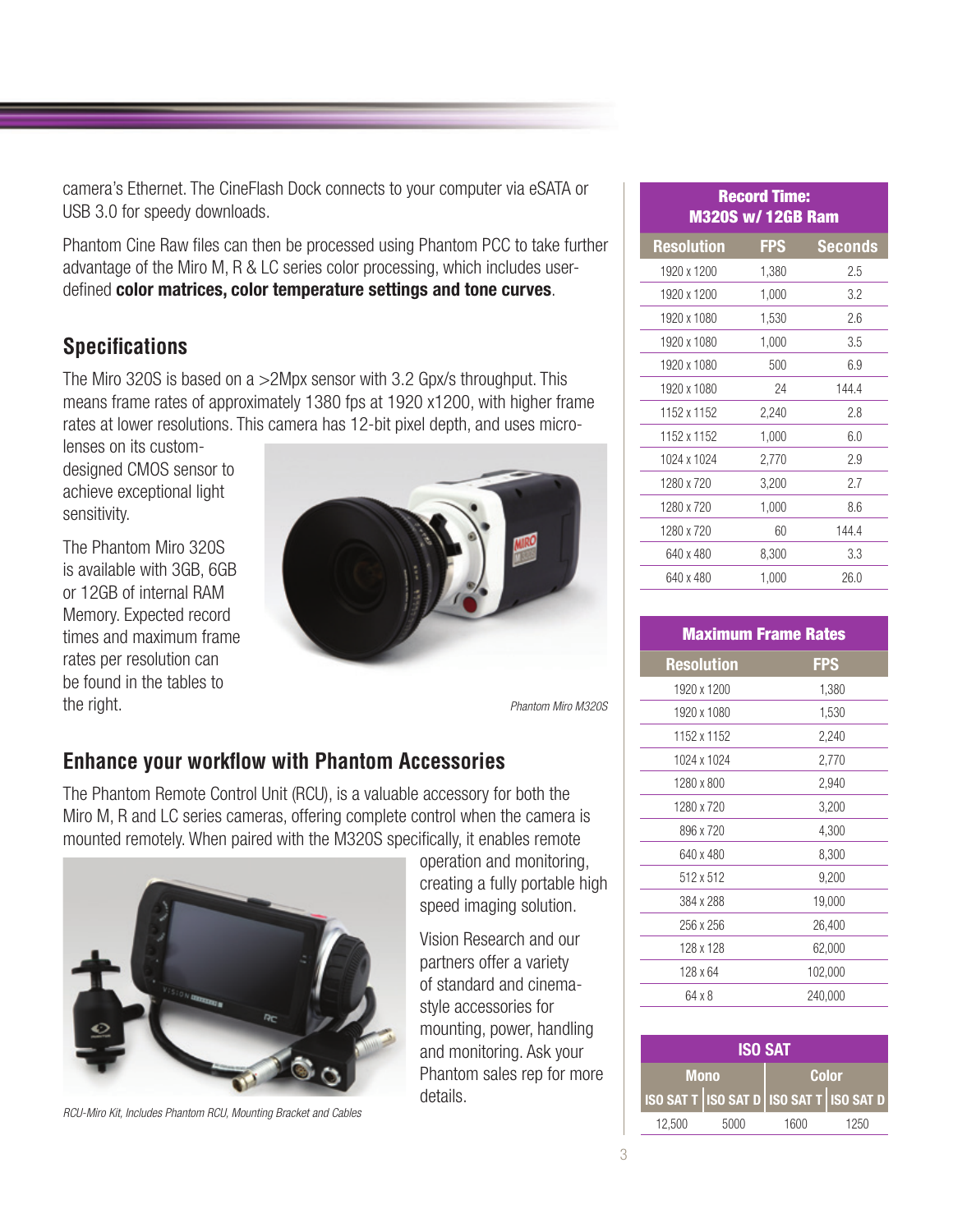camera's Ethernet. The CineFlash Dock connects to your computer via eSATA or USB 3.0 for speedy downloads.

Phantom Cine Raw files can then be processed using Phantom PCC to take further advantage of the Miro M, R & LC series color processing, which includes user-defined **color matrices, color temperature settings and tone curves**.

## Specifications

The Miro 320S is based on a >2Mpx sensor with 3.2 Gpx/s throughput. This means frame rates of approximately 1380 fps at 1920 x1200, with higher frame rates at lower resolutions. This camera has 12-bit pixel depth, and uses micro-lenses on its custom-designed CMOS sensor to achieve exceptional light sensitivity.

The Phantom Miro 320S is available with 3GB, 6GB or 12GB of internal RAM Memory. Expected record times and maximum frame rates per resolution can be found in the tables to the right.

*Phantom Miro M320S*

## Enhance your workflow with Phantom Accessories

The Phantom Remote Control Unit (RCU), is a valuable accessory for both the Miro M, R and LC series cameras, offering complete control when the camera is mounted remotely. When paired with the M320S specifically, it enables remote operation and monitoring, creating a fully portable high speed imaging solution.

Vision Research and our partners offer a variety of standard and cinema-style accessories for mounting, power, handling and monitoring. Ask your Phantom sales rep for more details.

*RCU-Miro Kit, Includes Phantom RCU, Mounting Bracket and Cables*

**Record Time: M320S w/ 12GB Ram**

| Resolution | FPS | Seconds |
|---|---|---|
| 1920 x 1200 | 1,380 | 2.5 |
| 1920 x 1200 | 1,000 | 3.2 |
| 1920 x 1080 | 1,530 | 2.6 |
| 1920 x 1080 | 1,000 | 3.5 |
| 1920 x 1080 | 500 | 6.9 |
| 1920 x 1080 | 24 | 144.4 |
| 1152 x 1152 | 2,240 | 2.8 |
| 1152 x 1152 | 1,000 | 6.0 |
| 1024 x 1024 | 2,770 | 2.9 |
| 1280 x 720 | 3,200 | 2.7 |
| 1280 x 720 | 1,000 | 8.6 |
| 1280 x 720 | 60 | 144.4 |
| 640 x 480 | 8,300 | 3.3 |
| 640 x 480 | 1,000 | 26.0 |

**Maximum Frame Rates**

| Resolution | FPS |
|---|---|
| 1920 x 1200 | 1,380 |
| 1920 x 1080 | 1,530 |
| 1152 x 1152 | 2,240 |
| 1024 x 1024 | 2,770 |
| 1280 x 800 | 2,940 |
| 1280 x 720 | 3,200 |
| 896 x 720 | 4,300 |
| 640 x 480 | 8,300 |
| 512 x 512 | 9,200 |
| 384 x 288 | 19,000 |
| 256 x 256 | 26,400 |
| 128 x 128 | 62,000 |
| 128 x 64 | 102,000 |
| 64 x 8 | 240,000 |

**ISO SAT**

| Mono | | Color | |
|---|---|---|---|
| ISO SAT T | ISO SAT D | ISO SAT T | ISO SAT D |
| 12,500 | 5000 | 1600 | 1250 |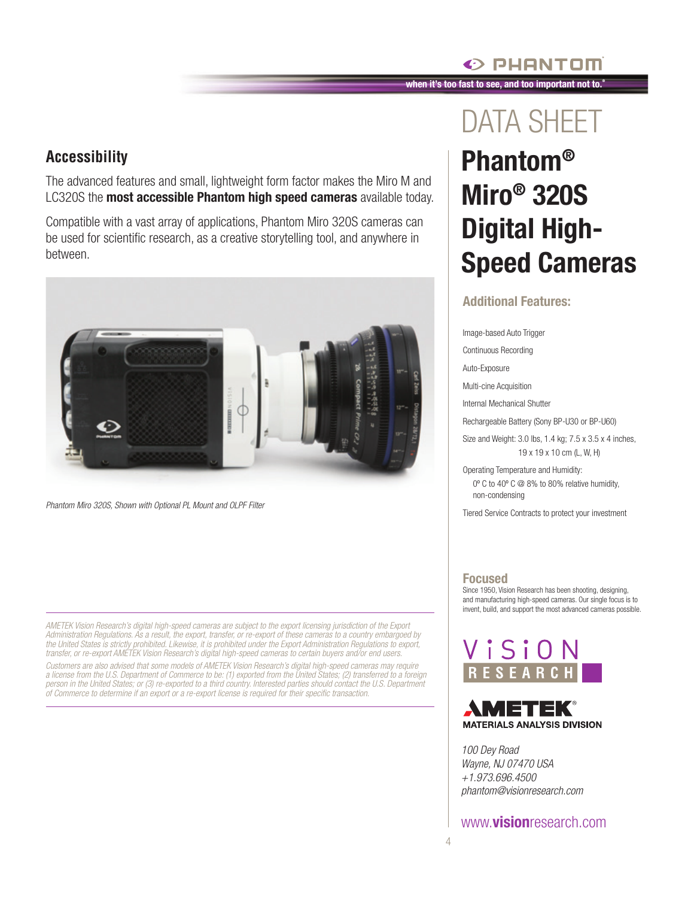# DATA SHEET

# Phantom® Miro® 320S Digital High-Speed Cameras

## Accessibility

The advanced features and small, lightweight form factor makes the Miro M and LC320S the **most accessible Phantom high speed cameras** available today.

Compatible with a vast array of applications, Phantom Miro 320S cameras can be used for scientific research, as a creative storytelling tool, and anywhere in between.

*Phantom Miro 320S, Shown with Optional PL Mount and OLPF Filter*

*AMETEK Vision Research's digital high-speed cameras are subject to the export licensing jurisdiction of the Export Administration Regulations. As a result, the export, transfer, or re-export of these cameras to a country embargoed by the United States is strictly prohibited. Likewise, it is prohibited under the Export Administration Regulations to export, transfer, or re-export AMETEK Vision Research's digital high-speed cameras to certain buyers and/or end users.*

*Customers are also advised that some models of AMETEK Vision Research's digital high-speed cameras may require a license from the U.S. Department of Commerce to be: (1) exported from the United States; (2) transferred to a foreign person in the United States; or (3) re-exported to a third country. Interested parties should contact the U.S. Department of Commerce to determine if an export or a re-export license is required for their specific transaction.*

## Additional Features:

- Image-based Auto Trigger
- Continuous Recording
- Auto-Exposure
- Multi-cine Acquisition
- Internal Mechanical Shutter
- Rechargeable Battery (Sony BP-U30 or BP-U60)
- Size and Weight: 3.0 lbs, 1.4 kg; 7.5 x 3.5 x 4 inches, 19 x 19 x 10 cm (L, W, H)
- Operating Temperature and Humidity: 0º C to 40º C @ 8% to 80% relative humidity, non-condensing
- Tiered Service Contracts to protect your investment

## Focused

Since 1950, Vision Research has been shooting, designing, and manufacturing high-speed cameras. Our single focus is to invent, build, and support the most advanced cameras possible.

VISION RESEARCH

AMETEK® MATERIALS ANALYSIS DIVISION

*100 Dey Road*
*Wayne, NJ 07470 USA*
*+1.973.696.4500*
*phantom@visionresearch.com*

www.**vision**research.com